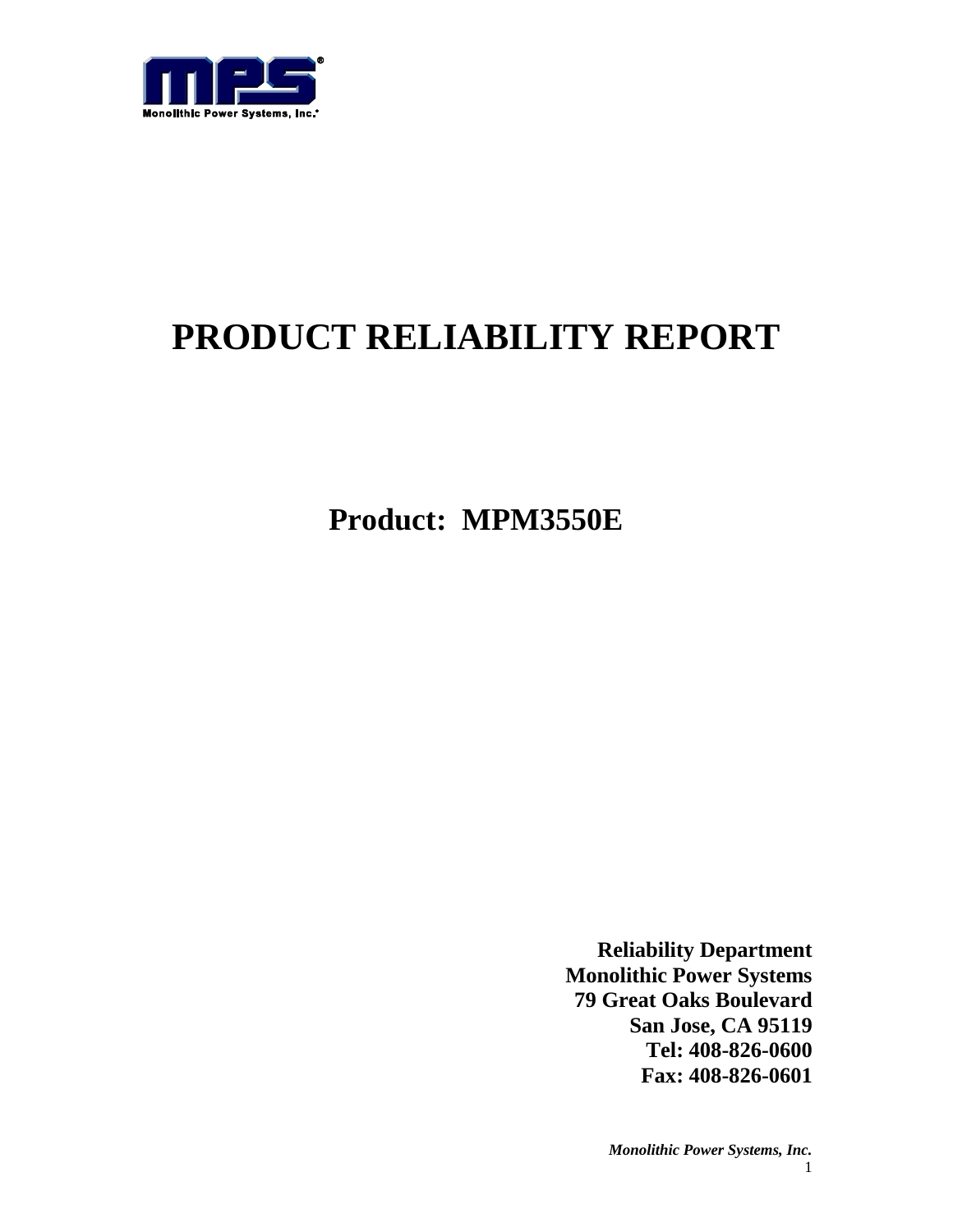# PRODUCT RELIABILITY REPORT

## Product: MPM3550E

**Reliability Department**
**Monolithic Power Systems**
**79 Great Oaks Boulevard**
**San Jose, CA 95119**
**Tel: 408-826-0600**
**Fax: 408-826-0601**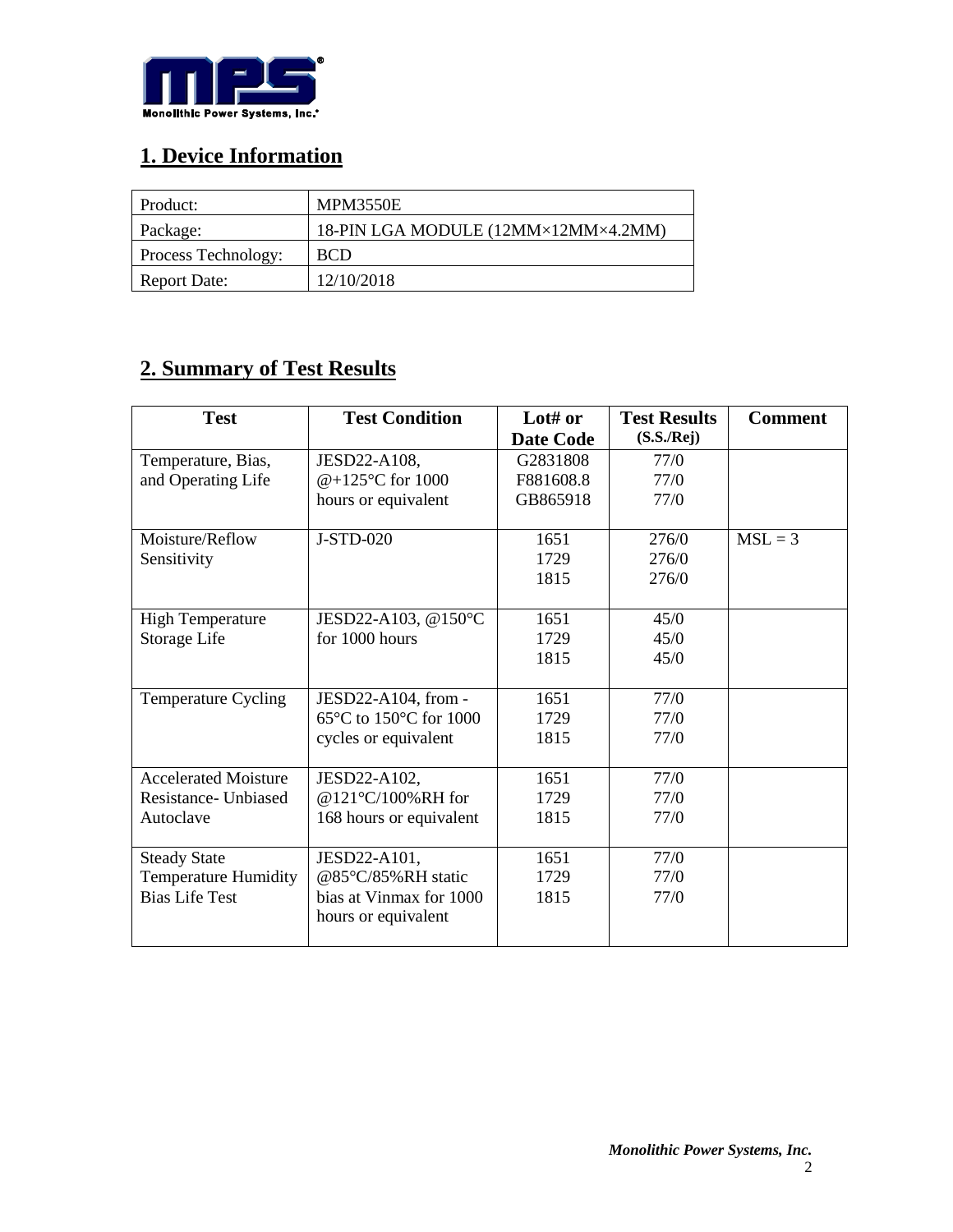## 1. Device Information

| Product: | MPM3550E |
|---|---|
| Package: | 18-PIN LGA MODULE (12MM×12MM×4.2MM) |
| Process Technology: | BCD |
| Report Date: | 12/10/2018 |

## 2. Summary of Test Results

| Test | Test Condition | Lot# or Date Code | Test Results (S.S./Rej) | Comment |
|---|---|---|---|---|
| Temperature, Bias, and Operating Life | JESD22-A108, @+125°C for 1000 hours or equivalent | G2831808<br>F881608.8<br>GB865918 | 77/0<br>77/0<br>77/0 | |
| Moisture/Reflow Sensitivity | J-STD-020 | 1651<br>1729<br>1815 | 276/0<br>276/0<br>276/0 | MSL = 3 |
| High Temperature Storage Life | JESD22-A103, @150°C for 1000 hours | 1651<br>1729<br>1815 | 45/0<br>45/0<br>45/0 | |
| Temperature Cycling | JESD22-A104, from -65°C to 150°C for 1000 cycles or equivalent | 1651<br>1729<br>1815 | 77/0<br>77/0<br>77/0 | |
| Accelerated Moisture Resistance- Unbiased Autoclave | JESD22-A102, @121°C/100%RH for 168 hours or equivalent | 1651<br>1729<br>1815 | 77/0<br>77/0<br>77/0 | |
| Steady State Temperature Humidity Bias Life Test | JESD22-A101, @85°C/85%RH static bias at Vinmax for 1000 hours or equivalent | 1651<br>1729<br>1815 | 77/0<br>77/0<br>77/0 | |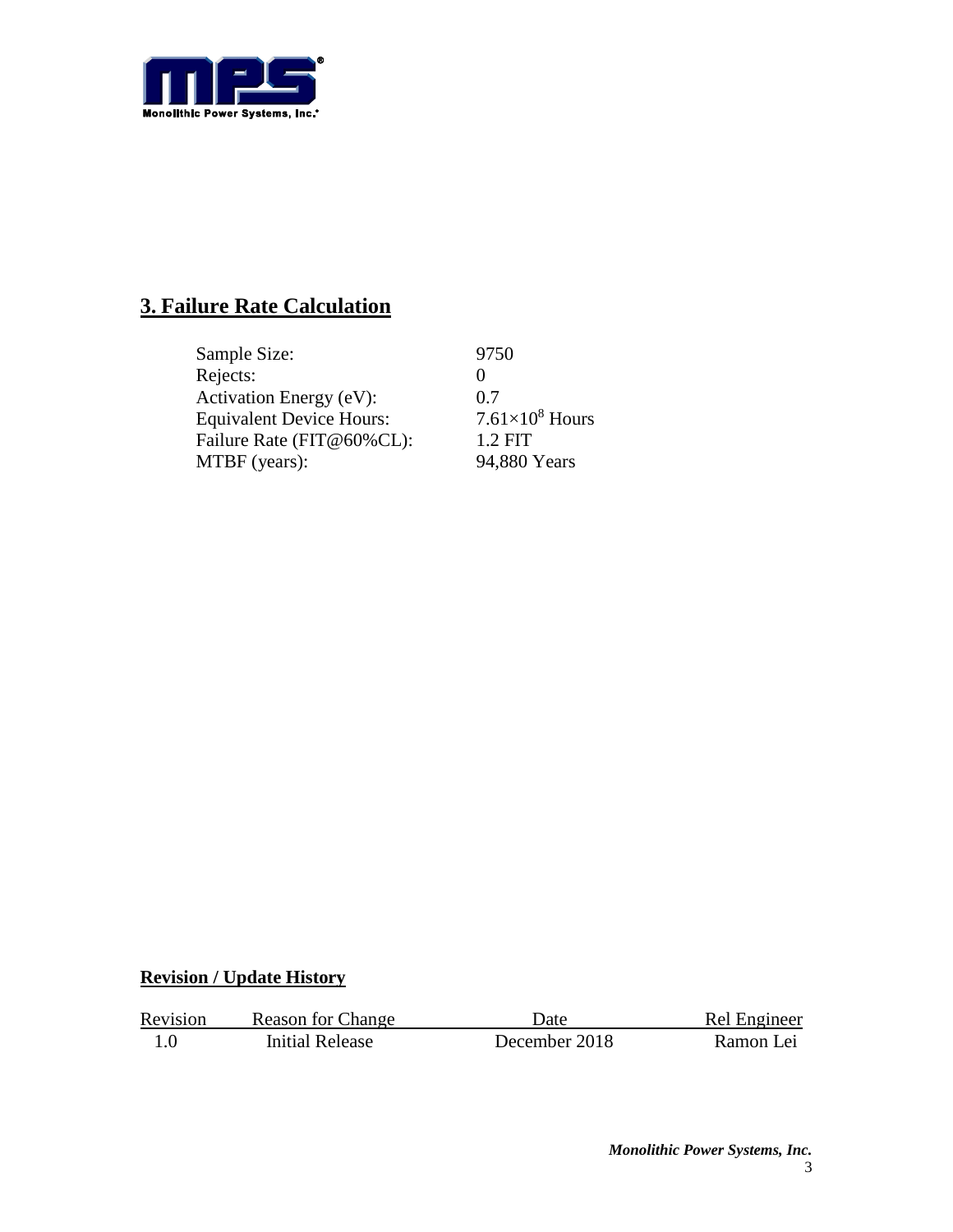## 3. Failure Rate Calculation

| | |
|---|---|
| Sample Size: | 9750 |
| Rejects: | 0 |
| Activation Energy (eV): | 0.7 |
| Equivalent Device Hours: | $7.61 \times 10^8$ Hours |
| Failure Rate (FIT@60%CL): | 1.2 FIT |
| MTBF (years): | 94,880 Years |

### Revision / Update History

| Revision | Reason for Change | Date | Rel Engineer |
|---|---|---|---|
| 1.0 | Initial Release | December 2018 | Ramon Lei |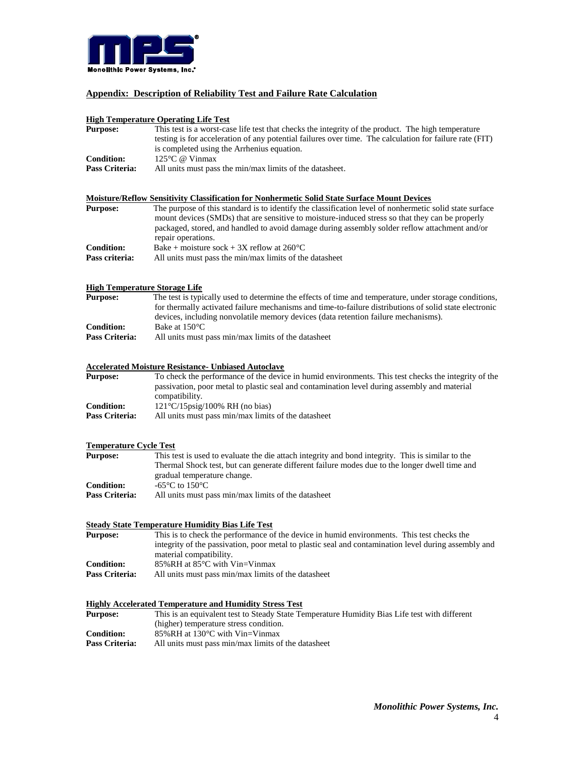## Appendix: Description of Reliability Test and Failure Rate Calculation

### High Temperature Operating Life Test

**Purpose:** This test is a worst-case life test that checks the integrity of the product. The high temperature testing is for acceleration of any potential failures over time. The calculation for failure rate (FIT) is completed using the Arrhenius equation.

**Condition:** 125°C @ Vinmax

**Pass Criteria:** All units must pass the min/max limits of the datasheet.

### Moisture/Reflow Sensitivity Classification for Nonhermetic Solid State Surface Mount Devices

**Purpose:** The purpose of this standard is to identify the classification level of nonhermetic solid state surface mount devices (SMDs) that are sensitive to moisture-induced stress so that they can be properly packaged, stored, and handled to avoid damage during assembly solder reflow attachment and/or repair operations.

**Condition:** Bake + moisture sock + 3X reflow at 260°C

**Pass criteria:** All units must pass the min/max limits of the datasheet

### High Temperature Storage Life

**Purpose:** The test is typically used to determine the effects of time and temperature, under storage conditions, for thermally activated failure mechanisms and time-to-failure distributions of solid state electronic devices, including nonvolatile memory devices (data retention failure mechanisms).

**Condition:** Bake at 150°C

**Pass Criteria:** All units must pass min/max limits of the datasheet

### Accelerated Moisture Resistance- Unbiased Autoclave

**Purpose:** To check the performance of the device in humid environments. This test checks the integrity of the passivation, poor metal to plastic seal and contamination level during assembly and material compatibility.

**Condition:** 121°C/15psig/100% RH (no bias)

**Pass Criteria:** All units must pass min/max limits of the datasheet

### Temperature Cycle Test

**Purpose:** This test is used to evaluate the die attach integrity and bond integrity. This is similar to the Thermal Shock test, but can generate different failure modes due to the longer dwell time and gradual temperature change.

**Condition:** -65°C to 150°C

**Pass Criteria:** All units must pass min/max limits of the datasheet

### Steady State Temperature Humidity Bias Life Test

**Purpose:** This is to check the performance of the device in humid environments. This test checks the integrity of the passivation, poor metal to plastic seal and contamination level during assembly and material compatibility.

**Condition:** 85%RH at 85°C with Vin=Vinmax

**Pass Criteria:** All units must pass min/max limits of the datasheet

### Highly Accelerated Temperature and Humidity Stress Test

**Purpose:** This is an equivalent test to Steady State Temperature Humidity Bias Life test with different (higher) temperature stress condition.

**Condition:** 85%RH at 130°C with Vin=Vinmax

**Pass Criteria:** All units must pass min/max limits of the datasheet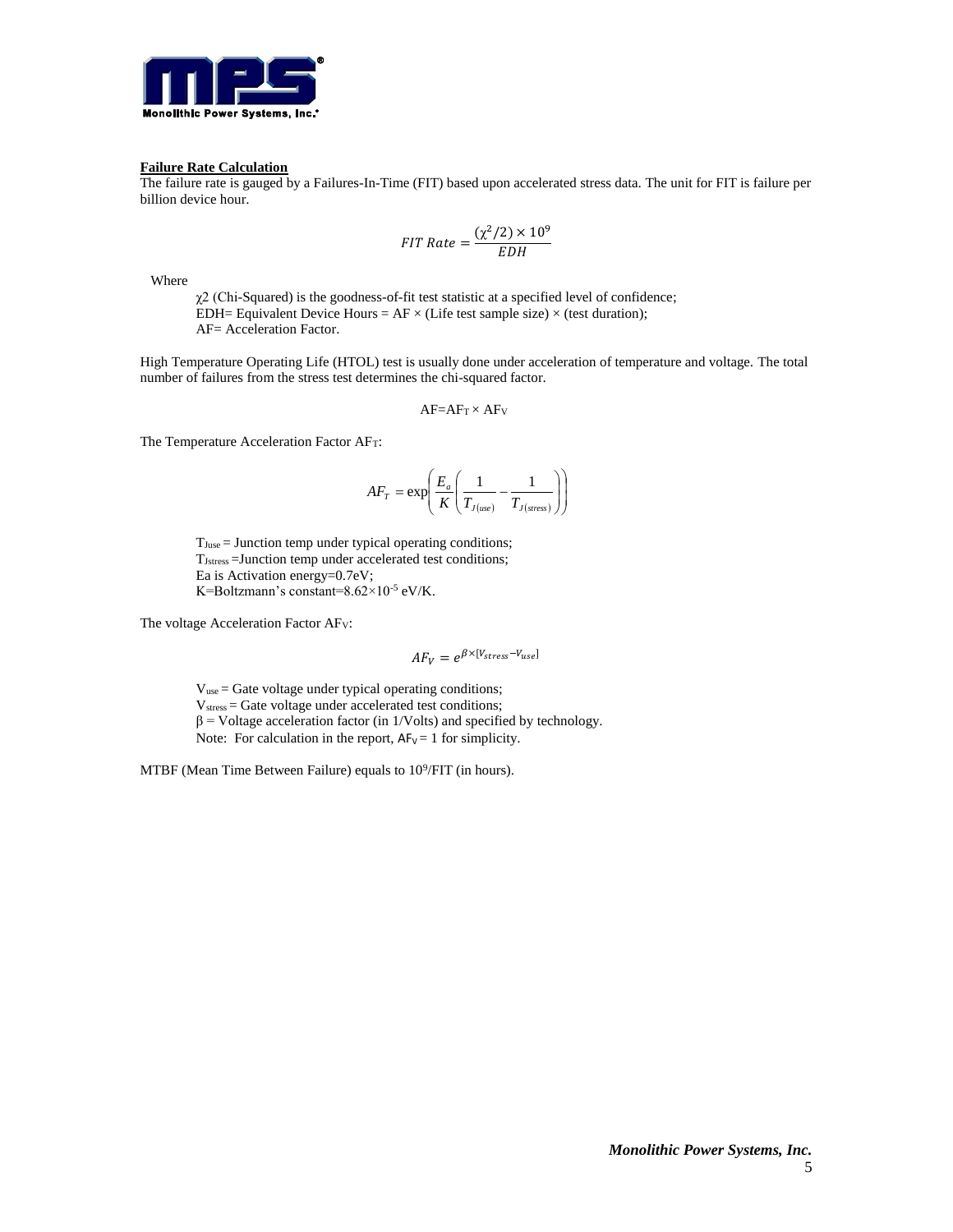**Failure Rate Calculation**

The failure rate is gauged by a Failures-In-Time (FIT) based upon accelerated stress data. The unit for FIT is failure per billion device hour.

$$FIT\ Rate = \frac{(\chi^2/2) \times 10^9}{EDH}$$

Where

$\chi 2$ (Chi-Squared) is the goodness-of-fit test statistic at a specified level of confidence;
EDH= Equivalent Device Hours = AF × (Life test sample size) × (test duration);
AF= Acceleration Factor.

High Temperature Operating Life (HTOL) test is usually done under acceleration of temperature and voltage. The total number of failures from the stress test determines the chi-squared factor.

$$AF = AF_T \times AF_V$$

The Temperature Acceleration Factor $AF_T$:

$$AF_T = \exp\left(\frac{E_a}{K}\left(\frac{1}{T_{J(use)}} - \frac{1}{T_{J(stress)}}\right)\right)$$

$T_{Juse}$ = Junction temp under typical operating conditions;
$T_{Jstress}$ =Junction temp under accelerated test conditions;
Ea is Activation energy=0.7eV;
K=Boltzmann's constant=$8.62\times10^{-5}$ eV/K.

The voltage Acceleration Factor $AF_V$:

$$AF_V = e^{\beta \times [V_{stress} - V_{use}]}$$

$V_{use}$ = Gate voltage under typical operating conditions;
$V_{stress}$ = Gate voltage under accelerated test conditions;
$\beta$ = Voltage acceleration factor (in 1/Volts) and specified by technology.
Note: For calculation in the report, $AF_V = 1$ for simplicity.

MTBF (Mean Time Between Failure) equals to $10^9$/FIT (in hours).